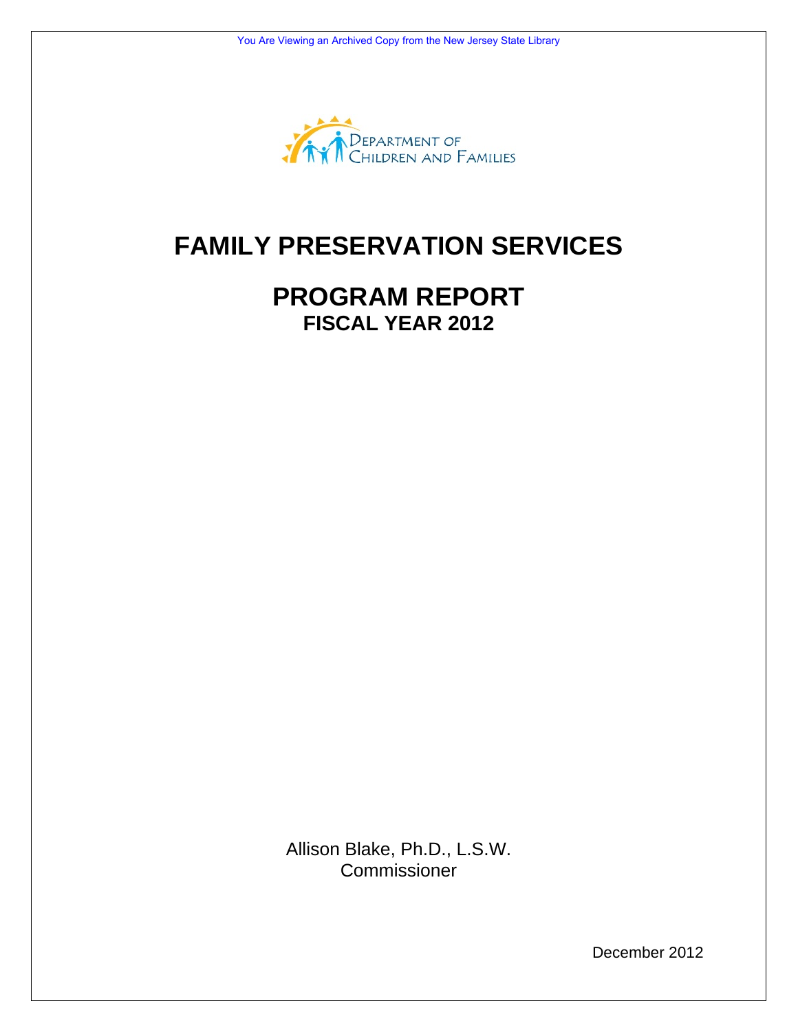DEPARTMENT OF CHILDREN AND FAMILIES

# FAMILY PRESERVATION SERVICES

## PROGRAM REPORT

### FISCAL YEAR 2012

Allison Blake, Ph.D., L.S.W.
Commissioner

December 2012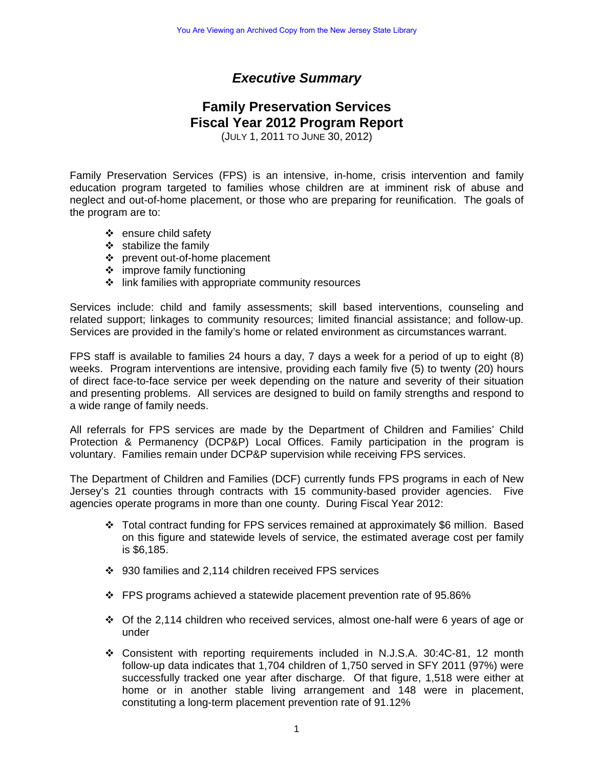# *Executive Summary*

## Family Preservation Services
## Fiscal Year 2012 Program Report

(JULY 1, 2011 TO JUNE 30, 2012)

Family Preservation Services (FPS) is an intensive, in-home, crisis intervention and family education program targeted to families whose children are at imminent risk of abuse and neglect and out-of-home placement, or those who are preparing for reunification. The goals of the program are to:

- ensure child safety
- stabilize the family
- prevent out-of-home placement
- improve family functioning
- link families with appropriate community resources

Services include: child and family assessments; skill based interventions, counseling and related support; linkages to community resources; limited financial assistance; and follow-up. Services are provided in the family's home or related environment as circumstances warrant.

FPS staff is available to families 24 hours a day, 7 days a week for a period of up to eight (8) weeks. Program interventions are intensive, providing each family five (5) to twenty (20) hours of direct face-to-face service per week depending on the nature and severity of their situation and presenting problems. All services are designed to build on family strengths and respond to a wide range of family needs.

All referrals for FPS services are made by the Department of Children and Families' Child Protection & Permanency (DCP&P) Local Offices. Family participation in the program is voluntary. Families remain under DCP&P supervision while receiving FPS services.

The Department of Children and Families (DCF) currently funds FPS programs in each of New Jersey's 21 counties through contracts with 15 community-based provider agencies. Five agencies operate programs in more than one county. During Fiscal Year 2012:

- Total contract funding for FPS services remained at approximately $6 million. Based on this figure and statewide levels of service, the estimated average cost per family is $6,185.
- 930 families and 2,114 children received FPS services
- FPS programs achieved a statewide placement prevention rate of 95.86%
- Of the 2,114 children who received services, almost one-half were 6 years of age or under
- Consistent with reporting requirements included in N.J.S.A. 30:4C-81, 12 month follow-up data indicates that 1,704 children of 1,750 served in SFY 2011 (97%) were successfully tracked one year after discharge. Of that figure, 1,518 were either at home or in another stable living arrangement and 148 were in placement, constituting a long-term placement prevention rate of 91.12%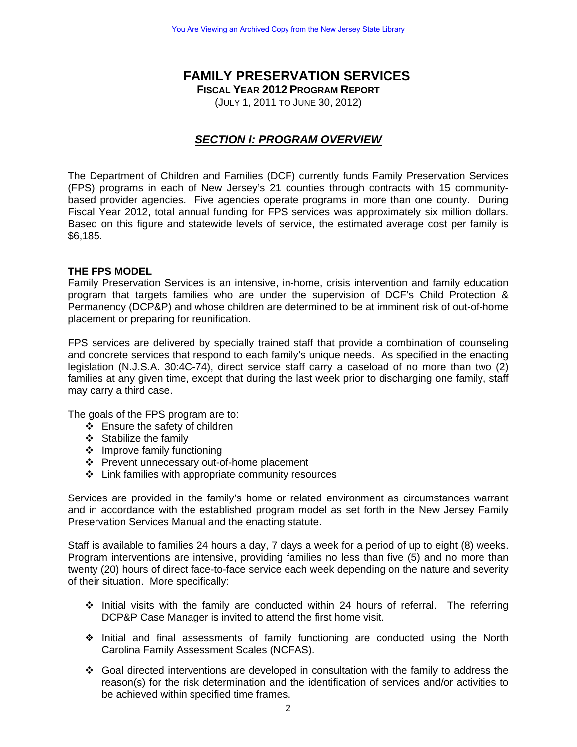# FAMILY PRESERVATION SERVICES

**FISCAL YEAR 2012 PROGRAM REPORT**

(JULY 1, 2011 TO JUNE 30, 2012)

## *SECTION I: PROGRAM OVERVIEW*

The Department of Children and Families (DCF) currently funds Family Preservation Services (FPS) programs in each of New Jersey's 21 counties through contracts with 15 community-based provider agencies. Five agencies operate programs in more than one county. During Fiscal Year 2012, total annual funding for FPS services was approximately six million dollars. Based on this figure and statewide levels of service, the estimated average cost per family is $6,185.

### THE FPS MODEL

Family Preservation Services is an intensive, in-home, crisis intervention and family education program that targets families who are under the supervision of DCF's Child Protection & Permanency (DCP&P) and whose children are determined to be at imminent risk of out-of-home placement or preparing for reunification.

FPS services are delivered by specially trained staff that provide a combination of counseling and concrete services that respond to each family's unique needs. As specified in the enacting legislation (N.J.S.A. 30:4C-74), direct service staff carry a caseload of no more than two (2) families at any given time, except that during the last week prior to discharging one family, staff may carry a third case.

The goals of the FPS program are to:

- Ensure the safety of children
- Stabilize the family
- Improve family functioning
- Prevent unnecessary out-of-home placement
- Link families with appropriate community resources

Services are provided in the family's home or related environment as circumstances warrant and in accordance with the established program model as set forth in the New Jersey Family Preservation Services Manual and the enacting statute.

Staff is available to families 24 hours a day, 7 days a week for a period of up to eight (8) weeks. Program interventions are intensive, providing families no less than five (5) and no more than twenty (20) hours of direct face-to-face service each week depending on the nature and severity of their situation. More specifically:

- Initial visits with the family are conducted within 24 hours of referral. The referring DCP&P Case Manager is invited to attend the first home visit.

- Initial and final assessments of family functioning are conducted using the North Carolina Family Assessment Scales (NCFAS).

- Goal directed interventions are developed in consultation with the family to address the reason(s) for the risk determination and the identification of services and/or activities to be achieved within specified time frames.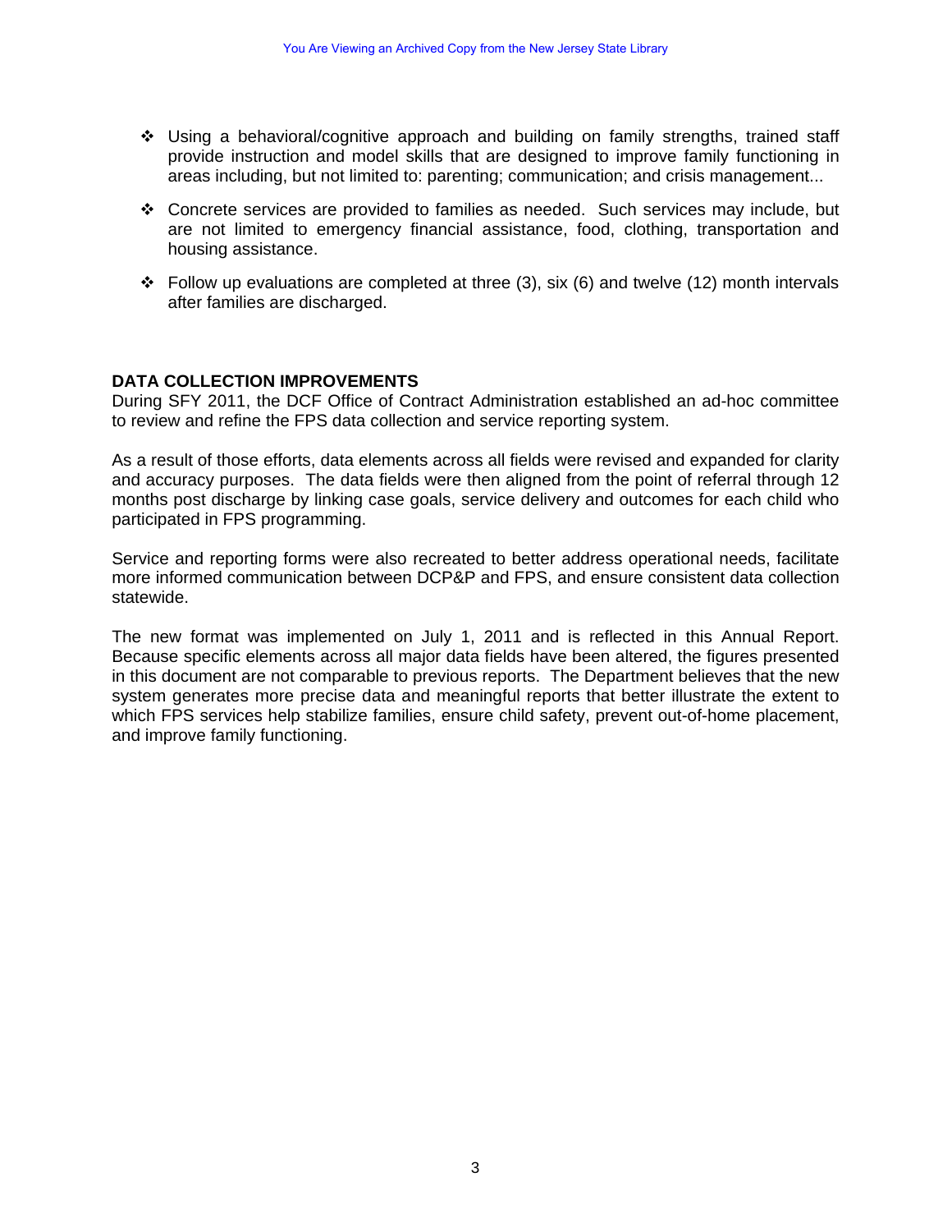- Using a behavioral/cognitive approach and building on family strengths, trained staff provide instruction and model skills that are designed to improve family functioning in areas including, but not limited to: parenting; communication; and crisis management...

- Concrete services are provided to families as needed. Such services may include, but are not limited to emergency financial assistance, food, clothing, transportation and housing assistance.

- Follow up evaluations are completed at three (3), six (6) and twelve (12) month intervals after families are discharged.

**DATA COLLECTION IMPROVEMENTS**

During SFY 2011, the DCF Office of Contract Administration established an ad-hoc committee to review and refine the FPS data collection and service reporting system.

As a result of those efforts, data elements across all fields were revised and expanded for clarity and accuracy purposes. The data fields were then aligned from the point of referral through 12 months post discharge by linking case goals, service delivery and outcomes for each child who participated in FPS programming.

Service and reporting forms were also recreated to better address operational needs, facilitate more informed communication between DCP&P and FPS, and ensure consistent data collection statewide.

The new format was implemented on July 1, 2011 and is reflected in this Annual Report. Because specific elements across all major data fields have been altered, the figures presented in this document are not comparable to previous reports. The Department believes that the new system generates more precise data and meaningful reports that better illustrate the extent to which FPS services help stabilize families, ensure child safety, prevent out-of-home placement, and improve family functioning.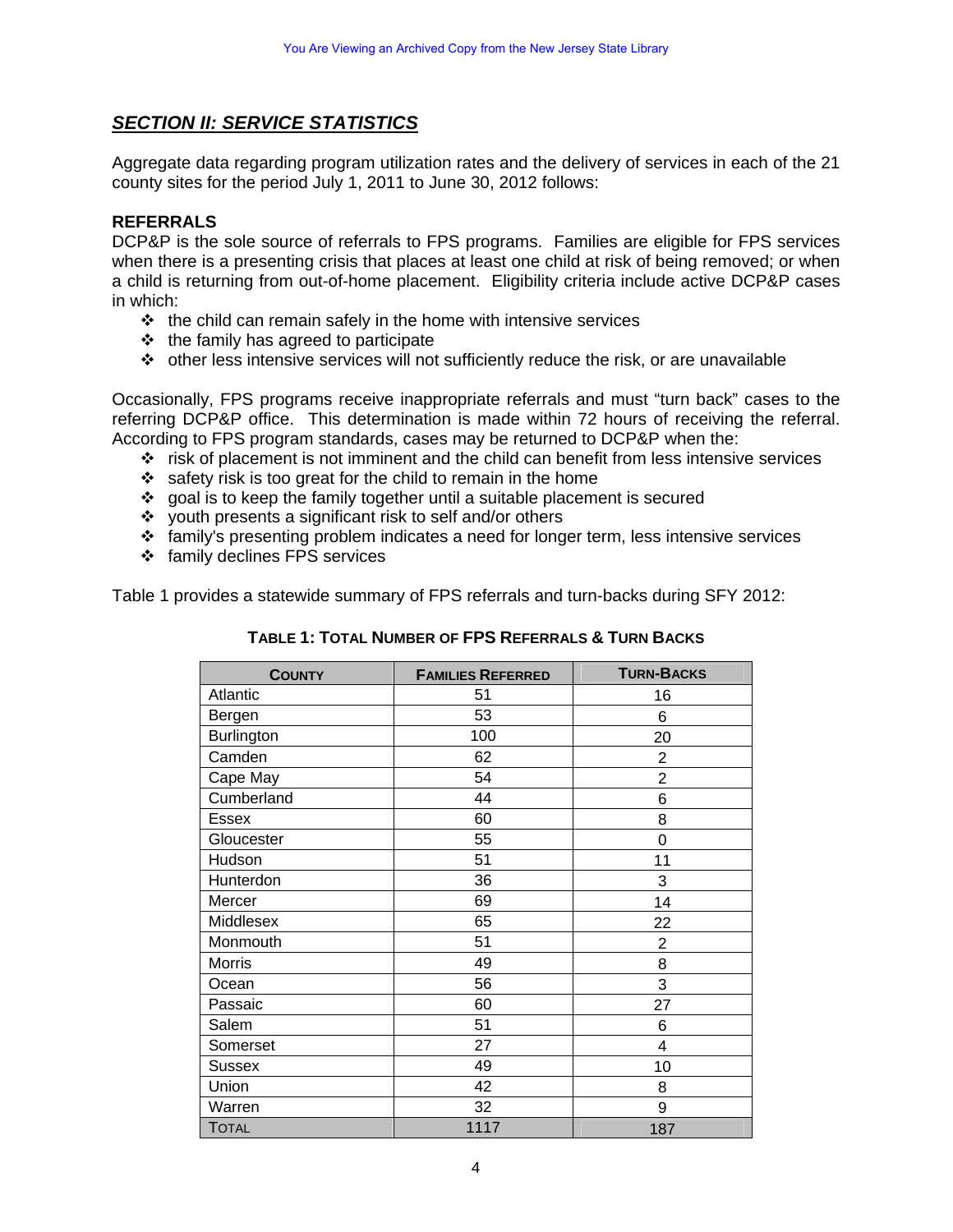## *SECTION II: SERVICE STATISTICS*

Aggregate data regarding program utilization rates and the delivery of services in each of the 21 county sites for the period July 1, 2011 to June 30, 2012 follows:

### REFERRALS

DCP&P is the sole source of referrals to FPS programs. Families are eligible for FPS services when there is a presenting crisis that places at least one child at risk of being removed; or when a child is returning from out-of-home placement. Eligibility criteria include active DCP&P cases in which:

- the child can remain safely in the home with intensive services
- the family has agreed to participate
- other less intensive services will not sufficiently reduce the risk, or are unavailable

Occasionally, FPS programs receive inappropriate referrals and must "turn back" cases to the referring DCP&P office. This determination is made within 72 hours of receiving the referral. According to FPS program standards, cases may be returned to DCP&P when the:

- risk of placement is not imminent and the child can benefit from less intensive services
- safety risk is too great for the child to remain in the home
- goal is to keep the family together until a suitable placement is secured
- youth presents a significant risk to self and/or others
- family's presenting problem indicates a need for longer term, less intensive services
- family declines FPS services

Table 1 provides a statewide summary of FPS referrals and turn-backs during SFY 2012:

**TABLE 1: TOTAL NUMBER OF FPS REFERRALS & TURN BACKS**

| COUNTY | FAMILIES REFERRED | TURN-BACKS |
|---|---|---|
| Atlantic | 51 | 16 |
| Bergen | 53 | 6 |
| Burlington | 100 | 20 |
| Camden | 62 | 2 |
| Cape May | 54 | 2 |
| Cumberland | 44 | 6 |
| Essex | 60 | 8 |
| Gloucester | 55 | 0 |
| Hudson | 51 | 11 |
| Hunterdon | 36 | 3 |
| Mercer | 69 | 14 |
| Middlesex | 65 | 22 |
| Monmouth | 51 | 2 |
| Morris | 49 | 8 |
| Ocean | 56 | 3 |
| Passaic | 60 | 27 |
| Salem | 51 | 6 |
| Somerset | 27 | 4 |
| Sussex | 49 | 10 |
| Union | 42 | 8 |
| Warren | 32 | 9 |
| TOTAL | 1117 | 187 |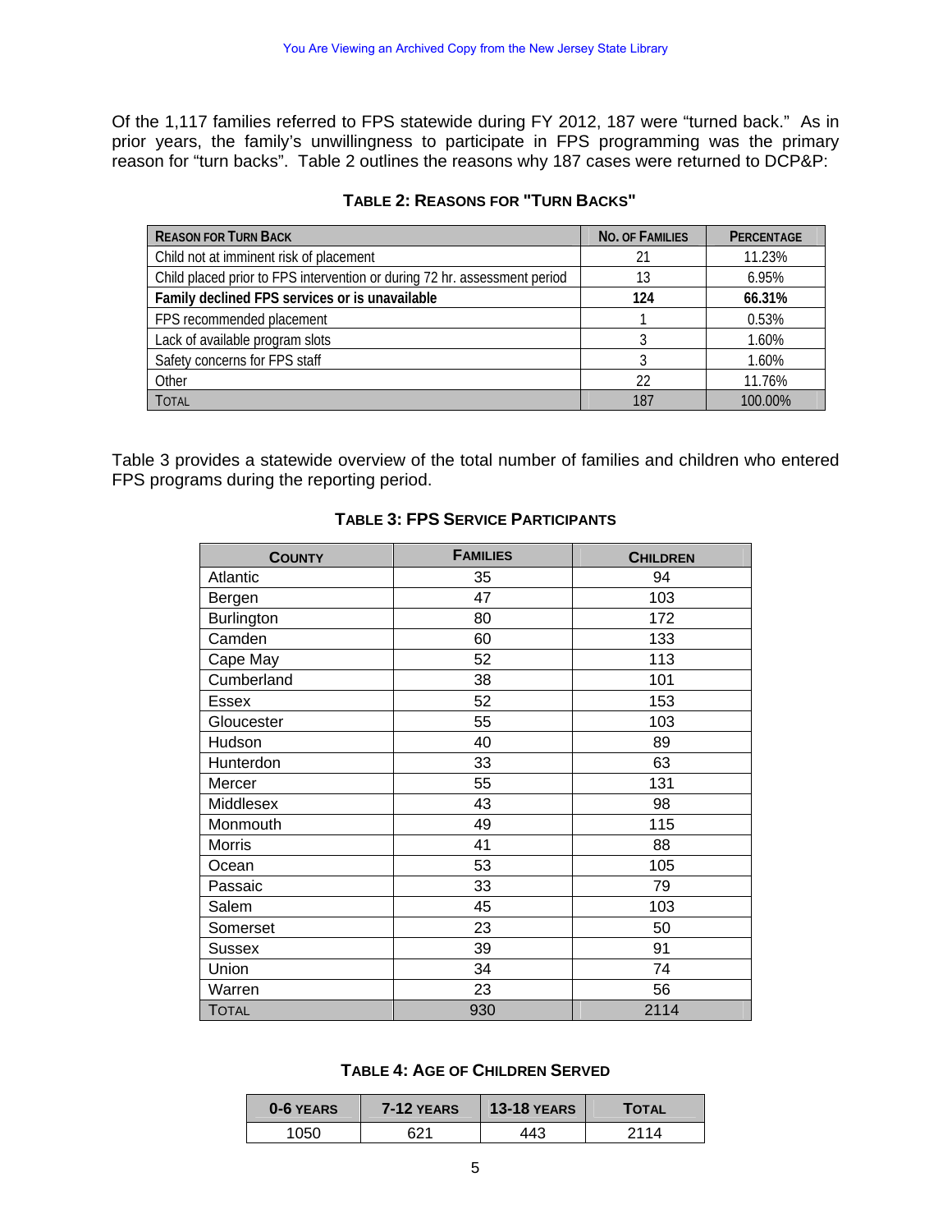Of the 1,117 families referred to FPS statewide during FY 2012, 187 were "turned back." As in prior years, the family's unwillingness to participate in FPS programming was the primary reason for "turn backs". Table 2 outlines the reasons why 187 cases were returned to DCP&P:

**TABLE 2: REASONS FOR "TURN BACKS"**

| REASON FOR TURN BACK | NO. OF FAMILIES | PERCENTAGE |
|---|---|---|
| Child not at imminent risk of placement | 21 | 11.23% |
| Child placed prior to FPS intervention or during 72 hr. assessment period | 13 | 6.95% |
| **Family declined FPS services or is unavailable** | **124** | **66.31%** |
| FPS recommended placement | 1 | 0.53% |
| Lack of available program slots | 3 | 1.60% |
| Safety concerns for FPS staff | 3 | 1.60% |
| Other | 22 | 11.76% |
| TOTAL | 187 | 100.00% |

Table 3 provides a statewide overview of the total number of families and children who entered FPS programs during the reporting period.

**TABLE 3: FPS SERVICE PARTICIPANTS**

| COUNTY | FAMILIES | CHILDREN |
|---|---|---|
| Atlantic | 35 | 94 |
| Bergen | 47 | 103 |
| Burlington | 80 | 172 |
| Camden | 60 | 133 |
| Cape May | 52 | 113 |
| Cumberland | 38 | 101 |
| Essex | 52 | 153 |
| Gloucester | 55 | 103 |
| Hudson | 40 | 89 |
| Hunterdon | 33 | 63 |
| Mercer | 55 | 131 |
| Middlesex | 43 | 98 |
| Monmouth | 49 | 115 |
| Morris | 41 | 88 |
| Ocean | 53 | 105 |
| Passaic | 33 | 79 |
| Salem | 45 | 103 |
| Somerset | 23 | 50 |
| Sussex | 39 | 91 |
| Union | 34 | 74 |
| Warren | 23 | 56 |
| TOTAL | 930 | 2114 |

**TABLE 4: AGE OF CHILDREN SERVED**

| 0-6 YEARS | 7-12 YEARS | 13-18 YEARS | TOTAL |
|---|---|---|---|
| 1050 | 621 | 443 | 2114 |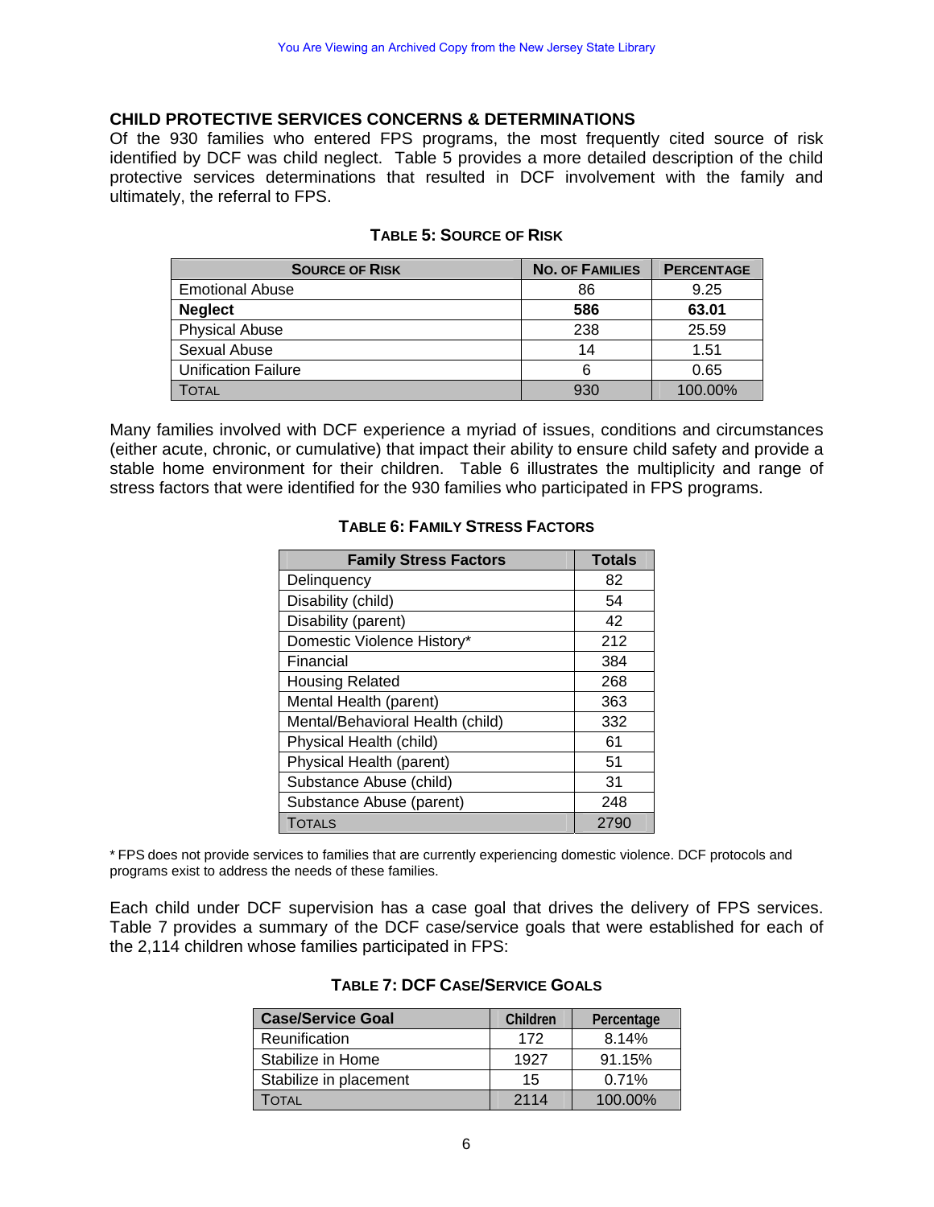## CHILD PROTECTIVE SERVICES CONCERNS & DETERMINATIONS

Of the 930 families who entered FPS programs, the most frequently cited source of risk identified by DCF was child neglect. Table 5 provides a more detailed description of the child protective services determinations that resulted in DCF involvement with the family and ultimately, the referral to FPS.

**TABLE 5: SOURCE OF RISK**

| SOURCE OF RISK | NO. OF FAMILIES | PERCENTAGE |
|---|---|---|
| Emotional Abuse | 86 | 9.25 |
| **Neglect** | **586** | **63.01** |
| Physical Abuse | 238 | 25.59 |
| Sexual Abuse | 14 | 1.51 |
| Unification Failure | 6 | 0.65 |
| TOTAL | 930 | 100.00% |

Many families involved with DCF experience a myriad of issues, conditions and circumstances (either acute, chronic, or cumulative) that impact their ability to ensure child safety and provide a stable home environment for their children. Table 6 illustrates the multiplicity and range of stress factors that were identified for the 930 families who participated in FPS programs.

**TABLE 6: FAMILY STRESS FACTORS**

| Family Stress Factors | Totals |
|---|---|
| Delinquency | 82 |
| Disability (child) | 54 |
| Disability (parent) | 42 |
| Domestic Violence History* | 212 |
| Financial | 384 |
| Housing Related | 268 |
| Mental Health (parent) | 363 |
| Mental/Behavioral Health (child) | 332 |
| Physical Health (child) | 61 |
| Physical Health (parent) | 51 |
| Substance Abuse (child) | 31 |
| Substance Abuse (parent) | 248 |
| TOTALS | 2790 |

* FPS does not provide services to families that are currently experiencing domestic violence. DCF protocols and programs exist to address the needs of these families.

Each child under DCF supervision has a case goal that drives the delivery of FPS services. Table 7 provides a summary of the DCF case/service goals that were established for each of the 2,114 children whose families participated in FPS:

**TABLE 7: DCF CASE/SERVICE GOALS**

| Case/Service Goal | Children | Percentage |
|---|---|---|
| Reunification | 172 | 8.14% |
| Stabilize in Home | 1927 | 91.15% |
| Stabilize in placement | 15 | 0.71% |
| TOTAL | 2114 | 100.00% |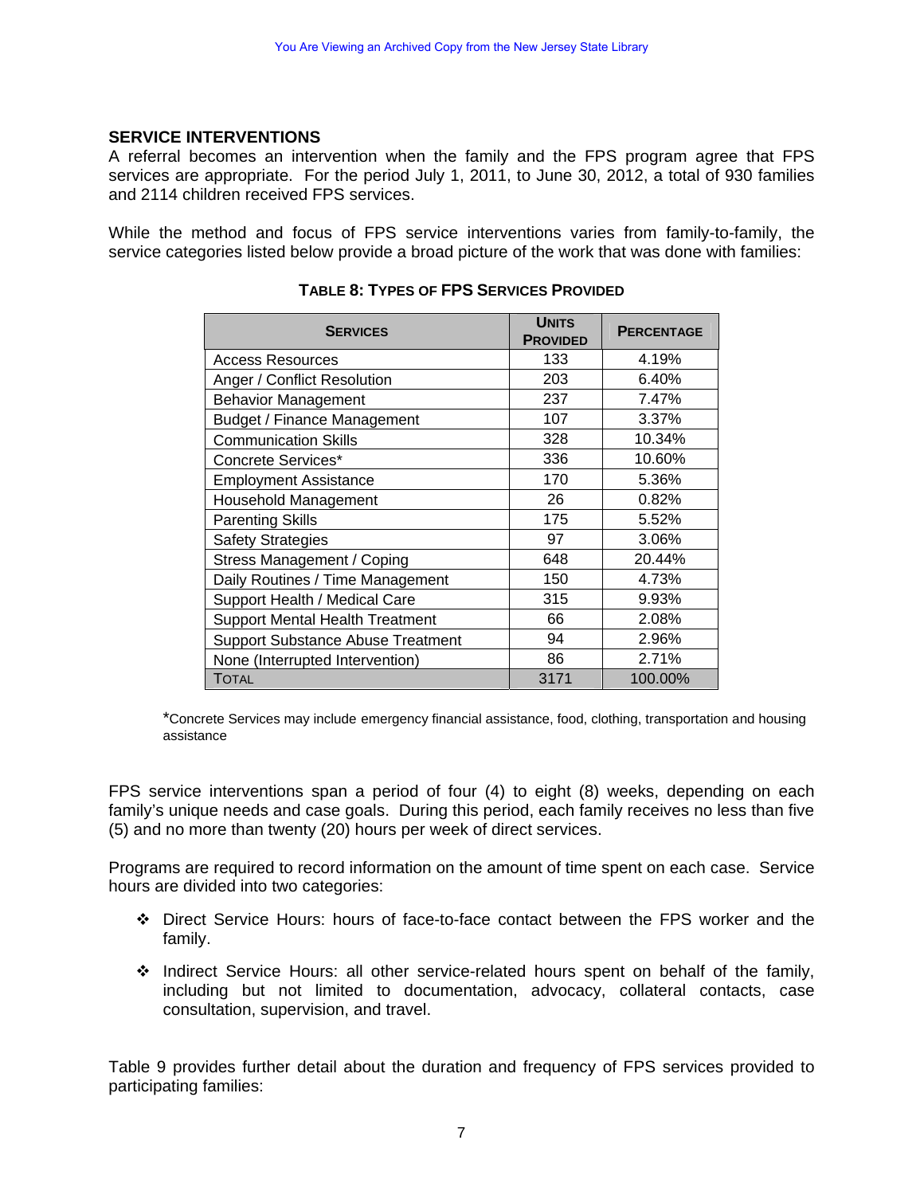## SERVICE INTERVENTIONS

A referral becomes an intervention when the family and the FPS program agree that FPS services are appropriate. For the period July 1, 2011, to June 30, 2012, a total of 930 families and 2114 children received FPS services.

While the method and focus of FPS service interventions varies from family-to-family, the service categories listed below provide a broad picture of the work that was done with families:

**TABLE 8: TYPES OF FPS SERVICES PROVIDED**

| SERVICES | UNITS PROVIDED | PERCENTAGE |
|---|---|---|
| Access Resources | 133 | 4.19% |
| Anger / Conflict Resolution | 203 | 6.40% |
| Behavior Management | 237 | 7.47% |
| Budget / Finance Management | 107 | 3.37% |
| Communication Skills | 328 | 10.34% |
| Concrete Services* | 336 | 10.60% |
| Employment Assistance | 170 | 5.36% |
| Household Management | 26 | 0.82% |
| Parenting Skills | 175 | 5.52% |
| Safety Strategies | 97 | 3.06% |
| Stress Management / Coping | 648 | 20.44% |
| Daily Routines / Time Management | 150 | 4.73% |
| Support Health / Medical Care | 315 | 9.93% |
| Support Mental Health Treatment | 66 | 2.08% |
| Support Substance Abuse Treatment | 94 | 2.96% |
| None (Interrupted Intervention) | 86 | 2.71% |
| TOTAL | 3171 | 100.00% |

*Concrete Services may include emergency financial assistance, food, clothing, transportation and housing assistance

FPS service interventions span a period of four (4) to eight (8) weeks, depending on each family's unique needs and case goals. During this period, each family receives no less than five (5) and no more than twenty (20) hours per week of direct services.

Programs are required to record information on the amount of time spent on each case. Service hours are divided into two categories:

- Direct Service Hours: hours of face-to-face contact between the FPS worker and the family.
- Indirect Service Hours: all other service-related hours spent on behalf of the family, including but not limited to documentation, advocacy, collateral contacts, case consultation, supervision, and travel.

Table 9 provides further detail about the duration and frequency of FPS services provided to participating families: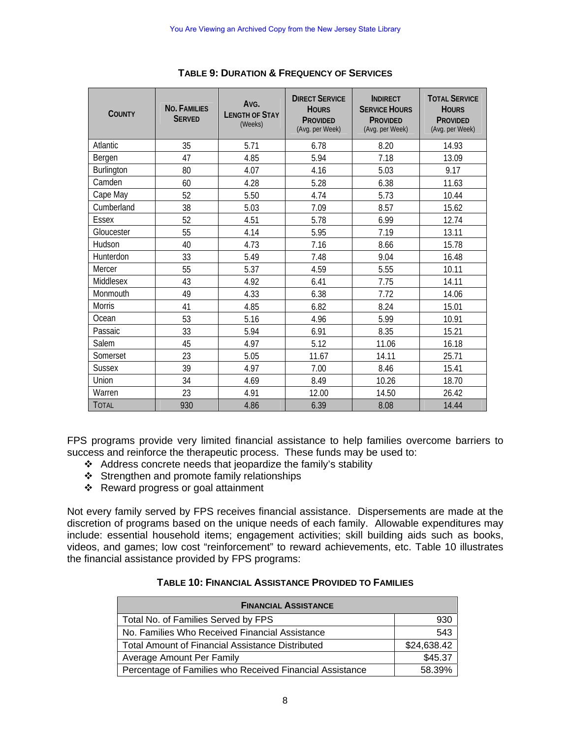**TABLE 9: DURATION & FREQUENCY OF SERVICES**

| COUNTY | NO. FAMILIES SERVED | AVG. LENGTH OF STAY (Weeks) | DIRECT SERVICE HOURS PROVIDED (Avg. per Week) | INDIRECT SERVICE HOURS PROVIDED (Avg. per Week) | TOTAL SERVICE HOURS PROVIDED (Avg. per Week) |
|---|---|---|---|---|---|
| Atlantic | 35 | 5.71 | 6.78 | 8.20 | 14.93 |
| Bergen | 47 | 4.85 | 5.94 | 7.18 | 13.09 |
| Burlington | 80 | 4.07 | 4.16 | 5.03 | 9.17 |
| Camden | 60 | 4.28 | 5.28 | 6.38 | 11.63 |
| Cape May | 52 | 5.50 | 4.74 | 5.73 | 10.44 |
| Cumberland | 38 | 5.03 | 7.09 | 8.57 | 15.62 |
| Essex | 52 | 4.51 | 5.78 | 6.99 | 12.74 |
| Gloucester | 55 | 4.14 | 5.95 | 7.19 | 13.11 |
| Hudson | 40 | 4.73 | 7.16 | 8.66 | 15.78 |
| Hunterdon | 33 | 5.49 | 7.48 | 9.04 | 16.48 |
| Mercer | 55 | 5.37 | 4.59 | 5.55 | 10.11 |
| Middlesex | 43 | 4.92 | 6.41 | 7.75 | 14.11 |
| Monmouth | 49 | 4.33 | 6.38 | 7.72 | 14.06 |
| Morris | 41 | 4.85 | 6.82 | 8.24 | 15.01 |
| Ocean | 53 | 5.16 | 4.96 | 5.99 | 10.91 |
| Passaic | 33 | 5.94 | 6.91 | 8.35 | 15.21 |
| Salem | 45 | 4.97 | 5.12 | 11.06 | 16.18 |
| Somerset | 23 | 5.05 | 11.67 | 14.11 | 25.71 |
| Sussex | 39 | 4.97 | 7.00 | 8.46 | 15.41 |
| Union | 34 | 4.69 | 8.49 | 10.26 | 18.70 |
| Warren | 23 | 4.91 | 12.00 | 14.50 | 26.42 |
| TOTAL | 930 | 4.86 | 6.39 | 8.08 | 14.44 |

FPS programs provide very limited financial assistance to help families overcome barriers to success and reinforce the therapeutic process. These funds may be used to:

- Address concrete needs that jeopardize the family's stability
- Strengthen and promote family relationships
- Reward progress or goal attainment

Not every family served by FPS receives financial assistance. Dispersements are made at the discretion of programs based on the unique needs of each family. Allowable expenditures may include: essential household items; engagement activities; skill building aids such as books, videos, and games; low cost "reinforcement" to reward achievements, etc. Table 10 illustrates the financial assistance provided by FPS programs:

**TABLE 10: FINANCIAL ASSISTANCE PROVIDED TO FAMILIES**

| FINANCIAL ASSISTANCE | |
|---|---|
| Total No. of Families Served by FPS | 930 |
| No. Families Who Received Financial Assistance | 543 |
| Total Amount of Financial Assistance Distributed | $24,638.42 |
| Average Amount Per Family | $45.37 |
| Percentage of Families who Received Financial Assistance | 58.39% |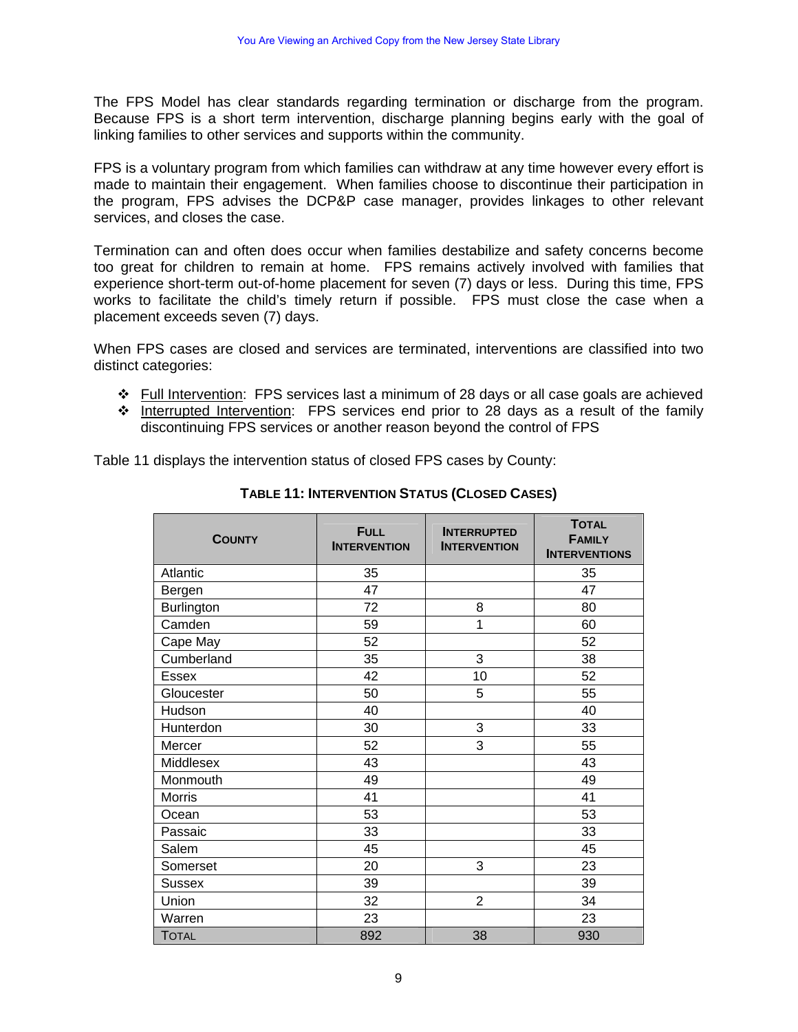The FPS Model has clear standards regarding termination or discharge from the program. Because FPS is a short term intervention, discharge planning begins early with the goal of linking families to other services and supports within the community.

FPS is a voluntary program from which families can withdraw at any time however every effort is made to maintain their engagement. When families choose to discontinue their participation in the program, FPS advises the DCP&P case manager, provides linkages to other relevant services, and closes the case.

Termination can and often does occur when families destabilize and safety concerns become too great for children to remain at home. FPS remains actively involved with families that experience short-term out-of-home placement for seven (7) days or less. During this time, FPS works to facilitate the child's timely return if possible. FPS must close the case when a placement exceeds seven (7) days.

When FPS cases are closed and services are terminated, interventions are classified into two distinct categories:

- Full Intervention: FPS services last a minimum of 28 days or all case goals are achieved
- Interrupted Intervention: FPS services end prior to 28 days as a result of the family discontinuing FPS services or another reason beyond the control of FPS

Table 11 displays the intervention status of closed FPS cases by County:

**TABLE 11: INTERVENTION STATUS (CLOSED CASES)**

| COUNTY | FULL INTERVENTION | INTERRUPTED INTERVENTION | TOTAL FAMILY INTERVENTIONS |
|---|---|---|---|
| Atlantic | 35 | | 35 |
| Bergen | 47 | | 47 |
| Burlington | 72 | 8 | 80 |
| Camden | 59 | 1 | 60 |
| Cape May | 52 | | 52 |
| Cumberland | 35 | 3 | 38 |
| Essex | 42 | 10 | 52 |
| Gloucester | 50 | 5 | 55 |
| Hudson | 40 | | 40 |
| Hunterdon | 30 | 3 | 33 |
| Mercer | 52 | 3 | 55 |
| Middlesex | 43 | | 43 |
| Monmouth | 49 | | 49 |
| Morris | 41 | | 41 |
| Ocean | 53 | | 53 |
| Passaic | 33 | | 33 |
| Salem | 45 | | 45 |
| Somerset | 20 | 3 | 23 |
| Sussex | 39 | | 39 |
| Union | 32 | 2 | 34 |
| Warren | 23 | | 23 |
| TOTAL | 892 | 38 | 930 |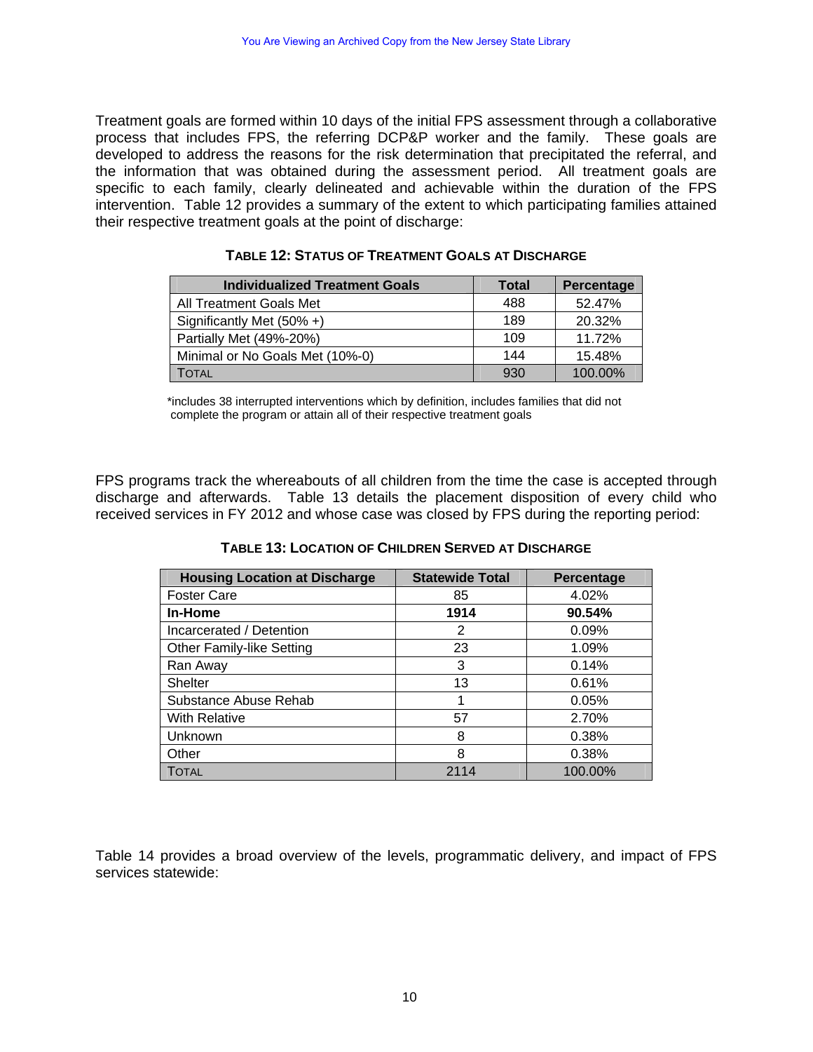Treatment goals are formed within 10 days of the initial FPS assessment through a collaborative process that includes FPS, the referring DCP&P worker and the family. These goals are developed to address the reasons for the risk determination that precipitated the referral, and the information that was obtained during the assessment period. All treatment goals are specific to each family, clearly delineated and achievable within the duration of the FPS intervention. Table 12 provides a summary of the extent to which participating families attained their respective treatment goals at the point of discharge:

**TABLE 12: STATUS OF TREATMENT GOALS AT DISCHARGE**

| Individualized Treatment Goals | Total | Percentage |
|---|---|---|
| All Treatment Goals Met | 488 | 52.47% |
| Significantly Met (50% +) | 189 | 20.32% |
| Partially Met (49%-20%) | 109 | 11.72% |
| Minimal or No Goals Met (10%-0) | 144 | 15.48% |
| TOTAL | 930 | 100.00% |

*includes 38 interrupted interventions which by definition, includes families that did not complete the program or attain all of their respective treatment goals

FPS programs track the whereabouts of all children from the time the case is accepted through discharge and afterwards. Table 13 details the placement disposition of every child who received services in FY 2012 and whose case was closed by FPS during the reporting period:

**TABLE 13: LOCATION OF CHILDREN SERVED AT DISCHARGE**

| Housing Location at Discharge | Statewide Total | Percentage |
|---|---|---|
| Foster Care | 85 | 4.02% |
| **In-Home** | **1914** | **90.54%** |
| Incarcerated / Detention | 2 | 0.09% |
| Other Family-like Setting | 23 | 1.09% |
| Ran Away | 3 | 0.14% |
| Shelter | 13 | 0.61% |
| Substance Abuse Rehab | 1 | 0.05% |
| With Relative | 57 | 2.70% |
| Unknown | 8 | 0.38% |
| Other | 8 | 0.38% |
| TOTAL | 2114 | 100.00% |

Table 14 provides a broad overview of the levels, programmatic delivery, and impact of FPS services statewide: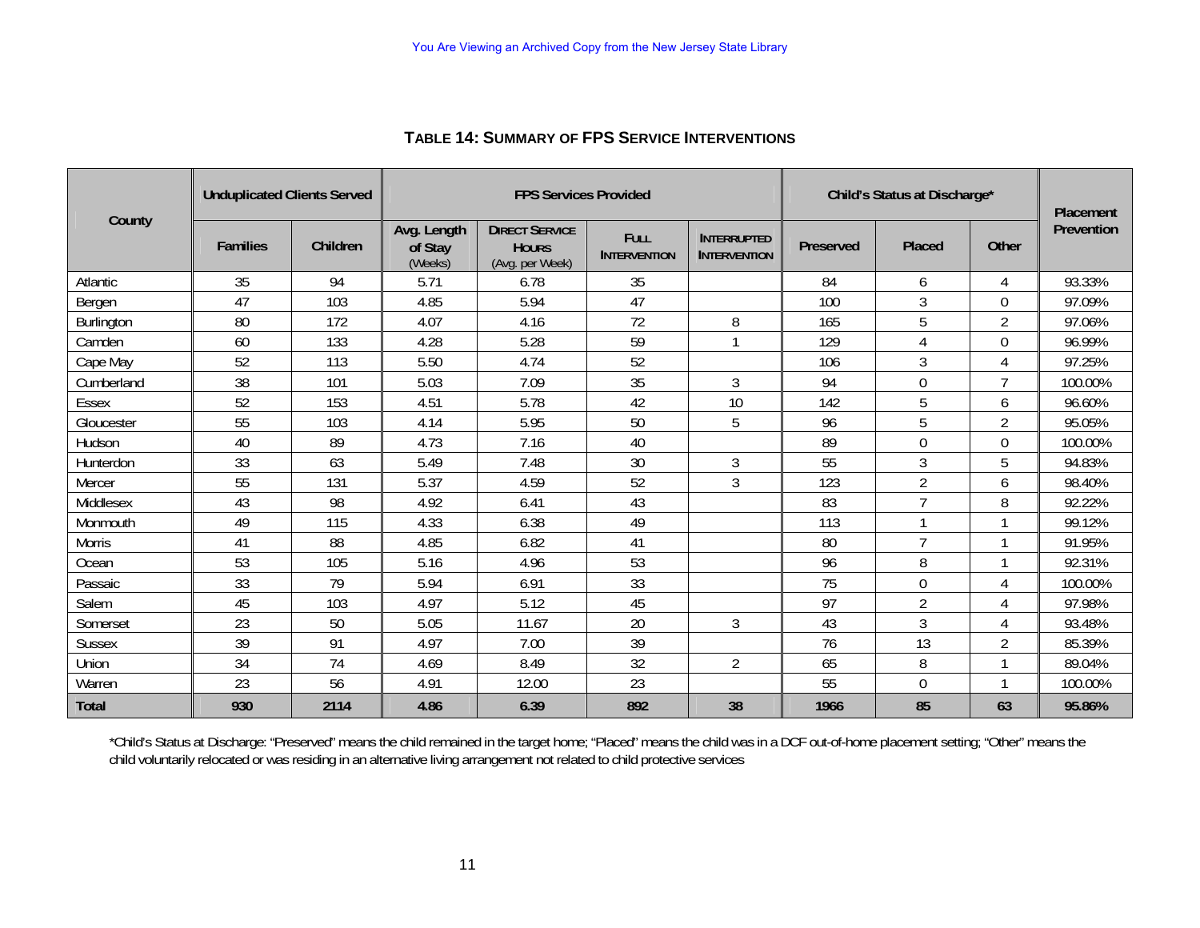### TABLE 14: SUMMARY OF FPS SERVICE INTERVENTIONS

| County | Unduplicated Clients Served | | FPS Services Provided | | | | Child's Status at Discharge* | | | Placement Prevention |
|---|---|---|---|---|---|---|---|---|---|---|
| | Families | Children | Avg. Length of Stay (Weeks) | Direct Service Hours (Avg. per Week) | Full Intervention | Interrupted Intervention | Preserved | Placed | Other | |
| Atlantic | 35 | 94 | 5.71 | 6.78 | 35 | | 84 | 6 | 4 | 93.33% |
| Bergen | 47 | 103 | 4.85 | 5.94 | 47 | | 100 | 3 | 0 | 97.09% |
| Burlington | 80 | 172 | 4.07 | 4.16 | 72 | 8 | 165 | 5 | 2 | 97.06% |
| Camden | 60 | 133 | 4.28 | 5.28 | 59 | 1 | 129 | 4 | 0 | 96.99% |
| Cape May | 52 | 113 | 5.50 | 4.74 | 52 | | 106 | 3 | 4 | 97.25% |
| Cumberland | 38 | 101 | 5.03 | 7.09 | 35 | 3 | 94 | 0 | 7 | 100.00% |
| Essex | 52 | 153 | 4.51 | 5.78 | 42 | 10 | 142 | 5 | 6 | 96.60% |
| Gloucester | 55 | 103 | 4.14 | 5.95 | 50 | 5 | 96 | 5 | 2 | 95.05% |
| Hudson | 40 | 89 | 4.73 | 7.16 | 40 | | 89 | 0 | 0 | 100.00% |
| Hunterdon | 33 | 63 | 5.49 | 7.48 | 30 | 3 | 55 | 3 | 5 | 94.83% |
| Mercer | 55 | 131 | 5.37 | 4.59 | 52 | 3 | 123 | 2 | 6 | 98.40% |
| Middlesex | 43 | 98 | 4.92 | 6.41 | 43 | | 83 | 7 | 8 | 92.22% |
| Monmouth | 49 | 115 | 4.33 | 6.38 | 49 | | 113 | 1 | 1 | 99.12% |
| Morris | 41 | 88 | 4.85 | 6.82 | 41 | | 80 | 7 | 1 | 91.95% |
| Ocean | 53 | 105 | 5.16 | 4.96 | 53 | | 96 | 8 | 1 | 92.31% |
| Passaic | 33 | 79 | 5.94 | 6.91 | 33 | | 75 | 0 | 4 | 100.00% |
| Salem | 45 | 103 | 4.97 | 5.12 | 45 | | 97 | 2 | 4 | 97.98% |
| Somerset | 23 | 50 | 5.05 | 11.67 | 20 | 3 | 43 | 3 | 4 | 93.48% |
| Sussex | 39 | 91 | 4.97 | 7.00 | 39 | | 76 | 13 | 2 | 85.39% |
| Union | 34 | 74 | 4.69 | 8.49 | 32 | 2 | 65 | 8 | 1 | 89.04% |
| Warren | 23 | 56 | 4.91 | 12.00 | 23 | | 55 | 0 | 1 | 100.00% |
| **Total** | **930** | **2114** | **4.86** | **6.39** | **892** | **38** | **1966** | **85** | **63** | **95.86%** |

*Child's Status at Discharge: "Preserved" means the child remained in the target home; "Placed" means the child was in a DCF out-of-home placement setting; "Other" means the child voluntarily relocated or was residing in an alternative living arrangement not related to child protective services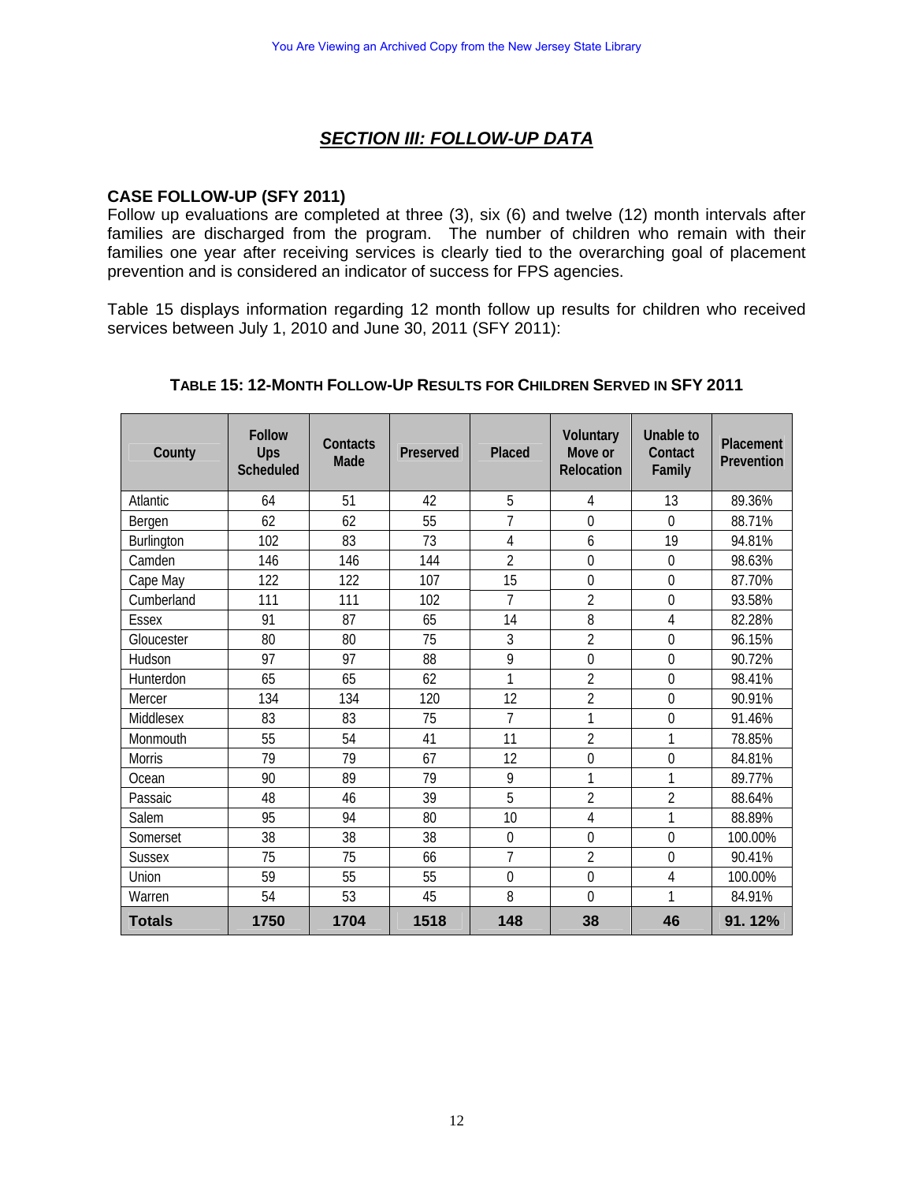# *SECTION III: FOLLOW-UP DATA*

**CASE FOLLOW-UP (SFY 2011)**

Follow up evaluations are completed at three (3), six (6) and twelve (12) month intervals after families are discharged from the program. The number of children who remain with their families one year after receiving services is clearly tied to the overarching goal of placement prevention and is considered an indicator of success for FPS agencies.

Table 15 displays information regarding 12 month follow up results for children who received services between July 1, 2010 and June 30, 2011 (SFY 2011):

**TABLE 15: 12-MONTH FOLLOW-UP RESULTS FOR CHILDREN SERVED IN SFY 2011**

| County | Follow Ups Scheduled | Contacts Made | Preserved | Placed | Voluntary Move or Relocation | Unable to Contact Family | Placement Prevention |
|---|---|---|---|---|---|---|---|
| Atlantic | 64 | 51 | 42 | 5 | 4 | 13 | 89.36% |
| Bergen | 62 | 62 | 55 | 7 | 0 | 0 | 88.71% |
| Burlington | 102 | 83 | 73 | 4 | 6 | 19 | 94.81% |
| Camden | 146 | 146 | 144 | 2 | 0 | 0 | 98.63% |
| Cape May | 122 | 122 | 107 | 15 | 0 | 0 | 87.70% |
| Cumberland | 111 | 111 | 102 | 7 | 2 | 0 | 93.58% |
| Essex | 91 | 87 | 65 | 14 | 8 | 4 | 82.28% |
| Gloucester | 80 | 80 | 75 | 3 | 2 | 0 | 96.15% |
| Hudson | 97 | 97 | 88 | 9 | 0 | 0 | 90.72% |
| Hunterdon | 65 | 65 | 62 | 1 | 2 | 0 | 98.41% |
| Mercer | 134 | 134 | 120 | 12 | 2 | 0 | 90.91% |
| Middlesex | 83 | 83 | 75 | 7 | 1 | 0 | 91.46% |
| Monmouth | 55 | 54 | 41 | 11 | 2 | 1 | 78.85% |
| Morris | 79 | 79 | 67 | 12 | 0 | 0 | 84.81% |
| Ocean | 90 | 89 | 79 | 9 | 1 | 1 | 89.77% |
| Passaic | 48 | 46 | 39 | 5 | 2 | 2 | 88.64% |
| Salem | 95 | 94 | 80 | 10 | 4 | 1 | 88.89% |
| Somerset | 38 | 38 | 38 | 0 | 0 | 0 | 100.00% |
| Sussex | 75 | 75 | 66 | 7 | 2 | 0 | 90.41% |
| Union | 59 | 55 | 55 | 0 | 0 | 4 | 100.00% |
| Warren | 54 | 53 | 45 | 8 | 0 | 1 | 84.91% |
| **Totals** | **1750** | **1704** | **1518** | **148** | **38** | **46** | **91. 12%** |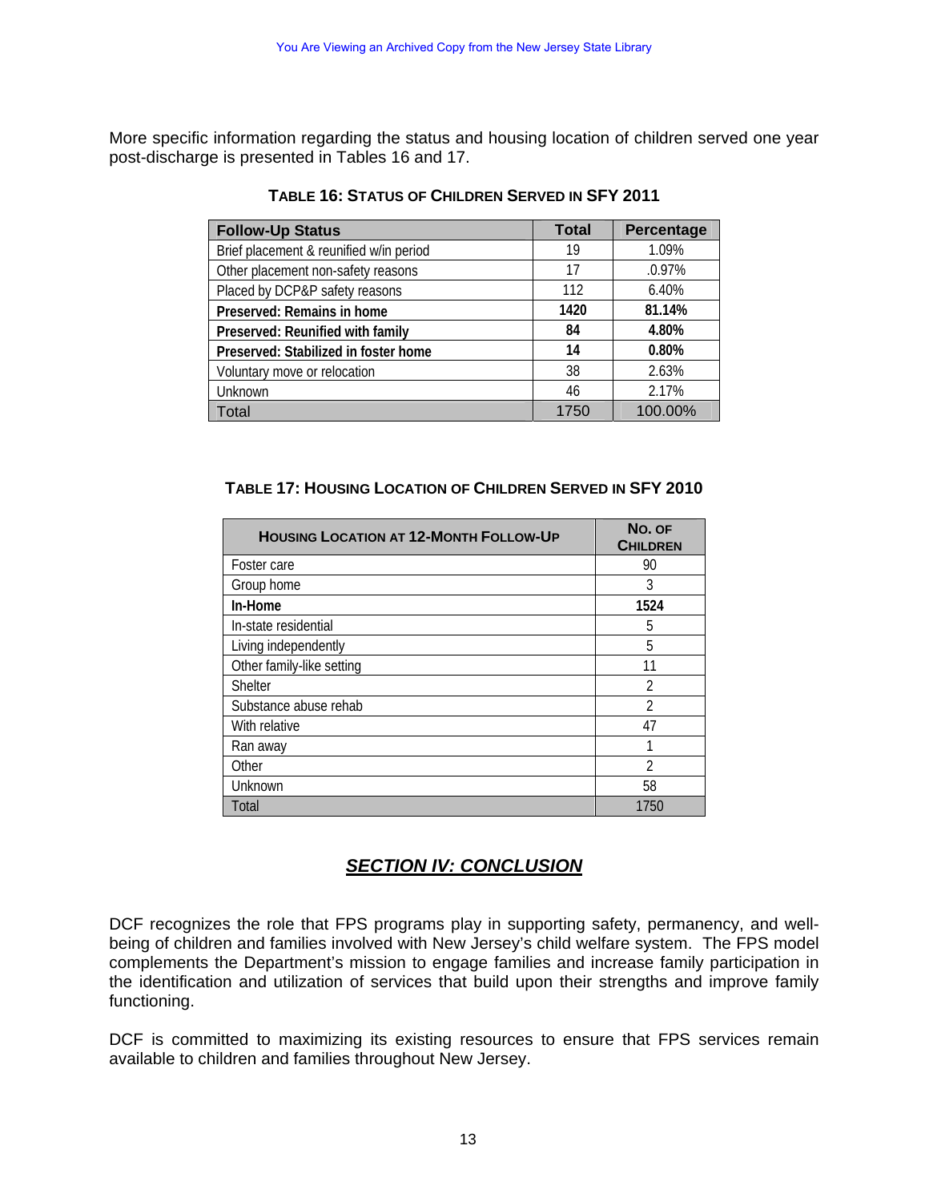More specific information regarding the status and housing location of children served one year post-discharge is presented in Tables 16 and 17.

**TABLE 16: STATUS OF CHILDREN SERVED IN SFY 2011**

| Follow-Up Status | Total | Percentage |
|---|---|---|
| Brief placement & reunified w/in period | 19 | 1.09% |
| Other placement non-safety reasons | 17 | .0.97% |
| Placed by DCP&P safety reasons | 112 | 6.40% |
| **Preserved: Remains in home** | **1420** | **81.14%** |
| **Preserved: Reunified with family** | **84** | **4.80%** |
| **Preserved: Stabilized in foster home** | **14** | **0.80%** |
| Voluntary move or relocation | 38 | 2.63% |
| Unknown | 46 | 2.17% |
| Total | 1750 | 100.00% |

**TABLE 17: HOUSING LOCATION OF CHILDREN SERVED IN SFY 2010**

| HOUSING LOCATION AT 12-MONTH FOLLOW-UP | NO. OF CHILDREN |
|---|---|
| Foster care | 90 |
| Group home | 3 |
| **In-Home** | **1524** |
| In-state residential | 5 |
| Living independently | 5 |
| Other family-like setting | 11 |
| Shelter | 2 |
| Substance abuse rehab | 2 |
| With relative | 47 |
| Ran away | 1 |
| Other | 2 |
| Unknown | 58 |
| Total | 1750 |

## ***SECTION IV: CONCLUSION***

DCF recognizes the role that FPS programs play in supporting safety, permanency, and well-being of children and families involved with New Jersey's child welfare system. The FPS model complements the Department's mission to engage families and increase family participation in the identification and utilization of services that build upon their strengths and improve family functioning.

DCF is committed to maximizing its existing resources to ensure that FPS services remain available to children and families throughout New Jersey.